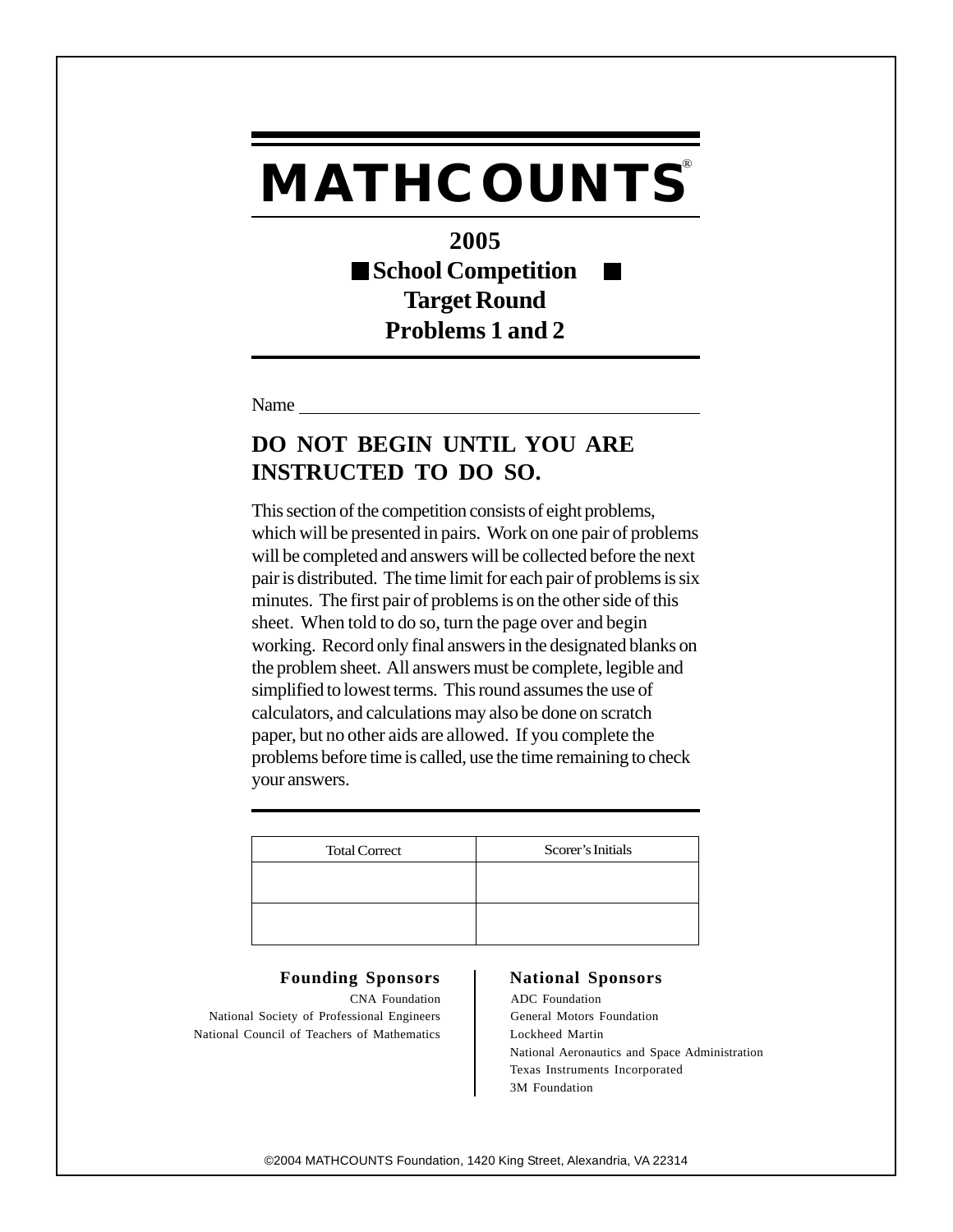# MATHCOUNTS®

## 2005
## School Competition
## Target Round
## Problems 1 and 2

Name ______________________________________________

**DO NOT BEGIN UNTIL YOU ARE INSTRUCTED TO DO SO.**

This section of the competition consists of eight problems, which will be presented in pairs. Work on one pair of problems will be completed and answers will be collected before the next pair is distributed. The time limit for each pair of problems is six minutes. The first pair of problems is on the other side of this sheet. When told to do so, turn the page over and begin working. Record only final answers in the designated blanks on the problem sheet. All answers must be complete, legible and simplified to lowest terms. This round assumes the use of calculators, and calculations may also be done on scratch paper, but no other aids are allowed. If you complete the problems before time is called, use the time remaining to check your answers.

| Total Correct | Scorer's Initials |
| --- | --- |
| | |
| | |

**Founding Sponsors**

CNA Foundation
National Society of Professional Engineers
National Council of Teachers of Mathematics

**National Sponsors**

ADC Foundation
General Motors Foundation
Lockheed Martin
National Aeronautics and Space Administration
Texas Instruments Incorporated
3M Foundation

©2004 MATHCOUNTS Foundation, 1420 King Street, Alexandria, VA 22314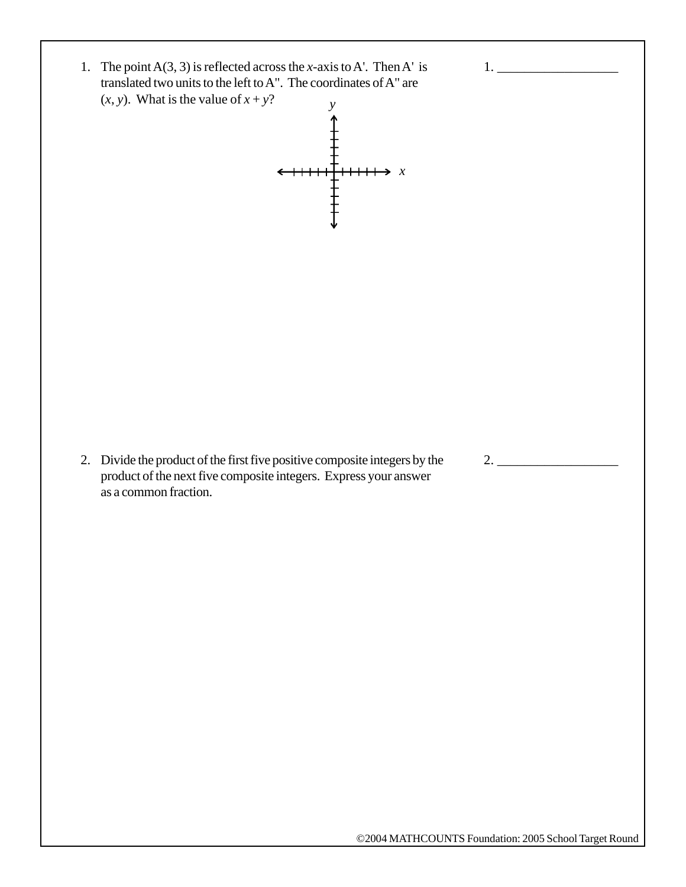1. The point A(3, 3) is reflected across the $x$-axis to A'. Then A' is translated two units to the left to A". The coordinates of A" are $(x, y)$. What is the value of $x + y$?

1. ________________

2. Divide the product of the first five positive composite integers by the product of the next five composite integers. Express your answer as a common fraction.

2. ________________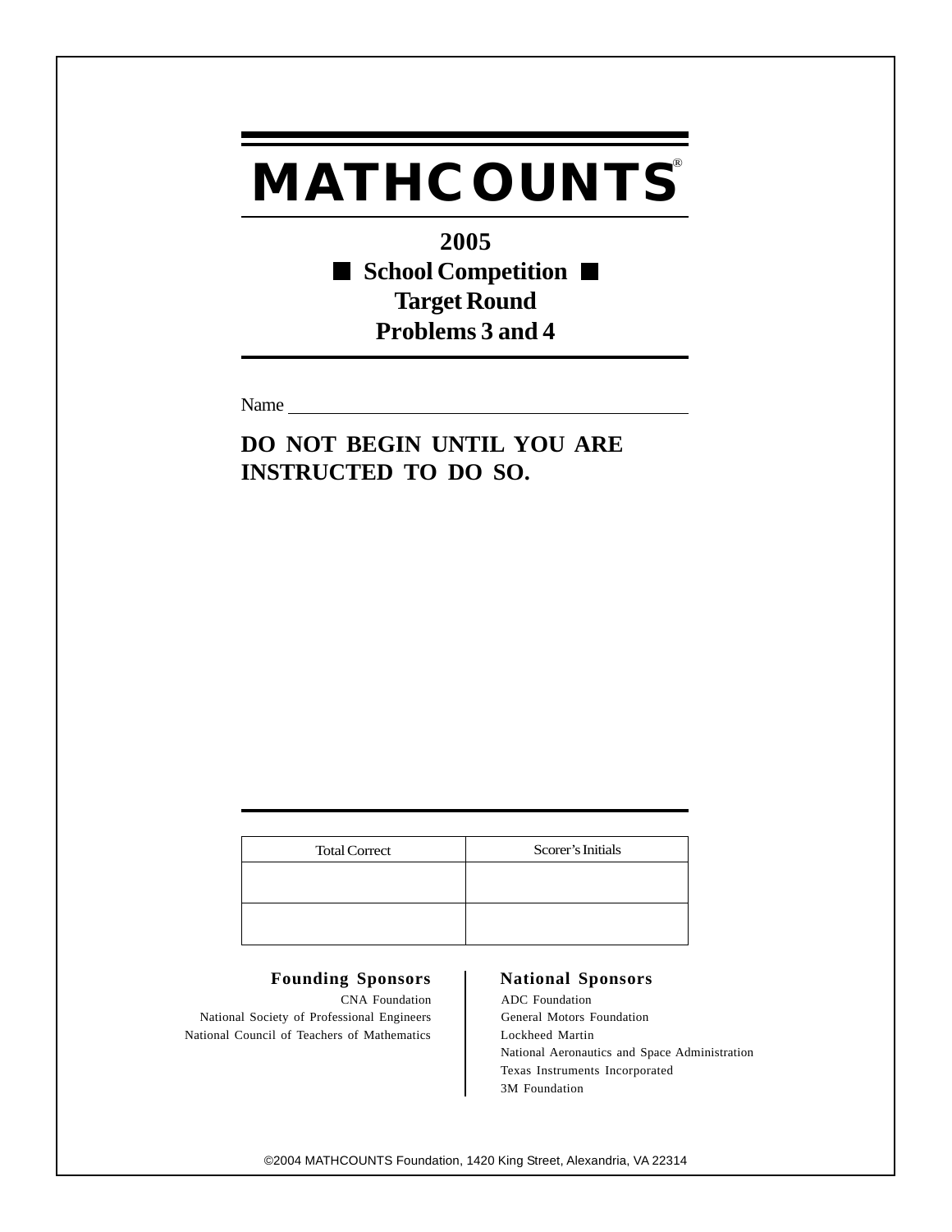# MATHCOUNTS®

**2005**

**School Competition**

**Target Round**

**Problems 3 and 4**

Name ____________________________________________

**DO NOT BEGIN UNTIL YOU ARE INSTRUCTED TO DO SO.**

| Total Correct | Scorer's Initials |
|---|---|
| | |
| | |

**Founding Sponsors**

CNA Foundation
National Society of Professional Engineers
National Council of Teachers of Mathematics

**National Sponsors**

ADC Foundation
General Motors Foundation
Lockheed Martin
National Aeronautics and Space Administration
Texas Instruments Incorporated
3M Foundation

©2004 MATHCOUNTS Foundation, 1420 King Street, Alexandria, VA 22314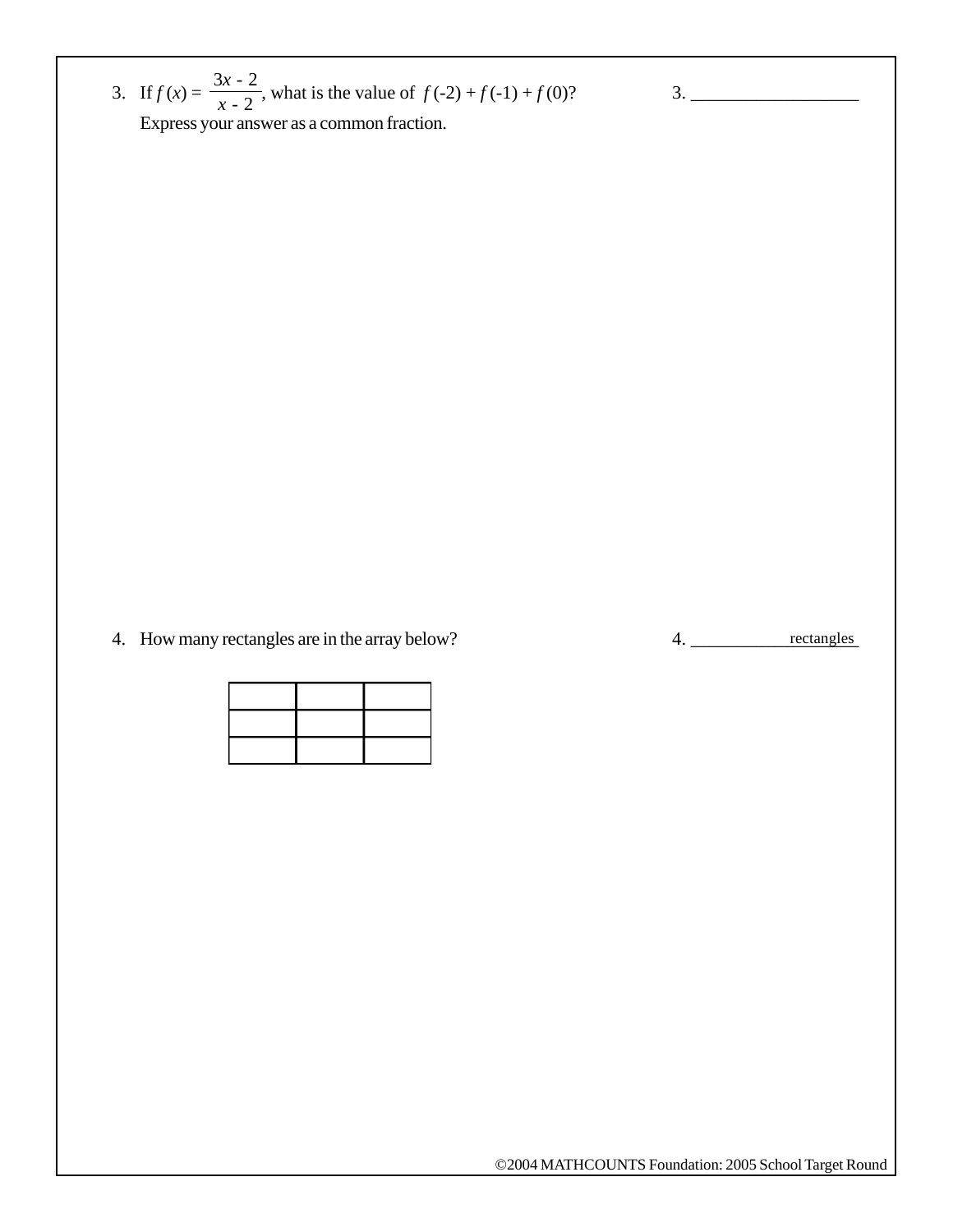3. If $f(x) = \dfrac{3x - 2}{x - 2}$, what is the value of $f(-2) + f(-1) + f(0)$? Express your answer as a common fraction.

3. ____________________

4. How many rectangles are in the array below?

4. ____________ rectangles

| | | |
|---|---|---|
| | | |
| | | |
| | | |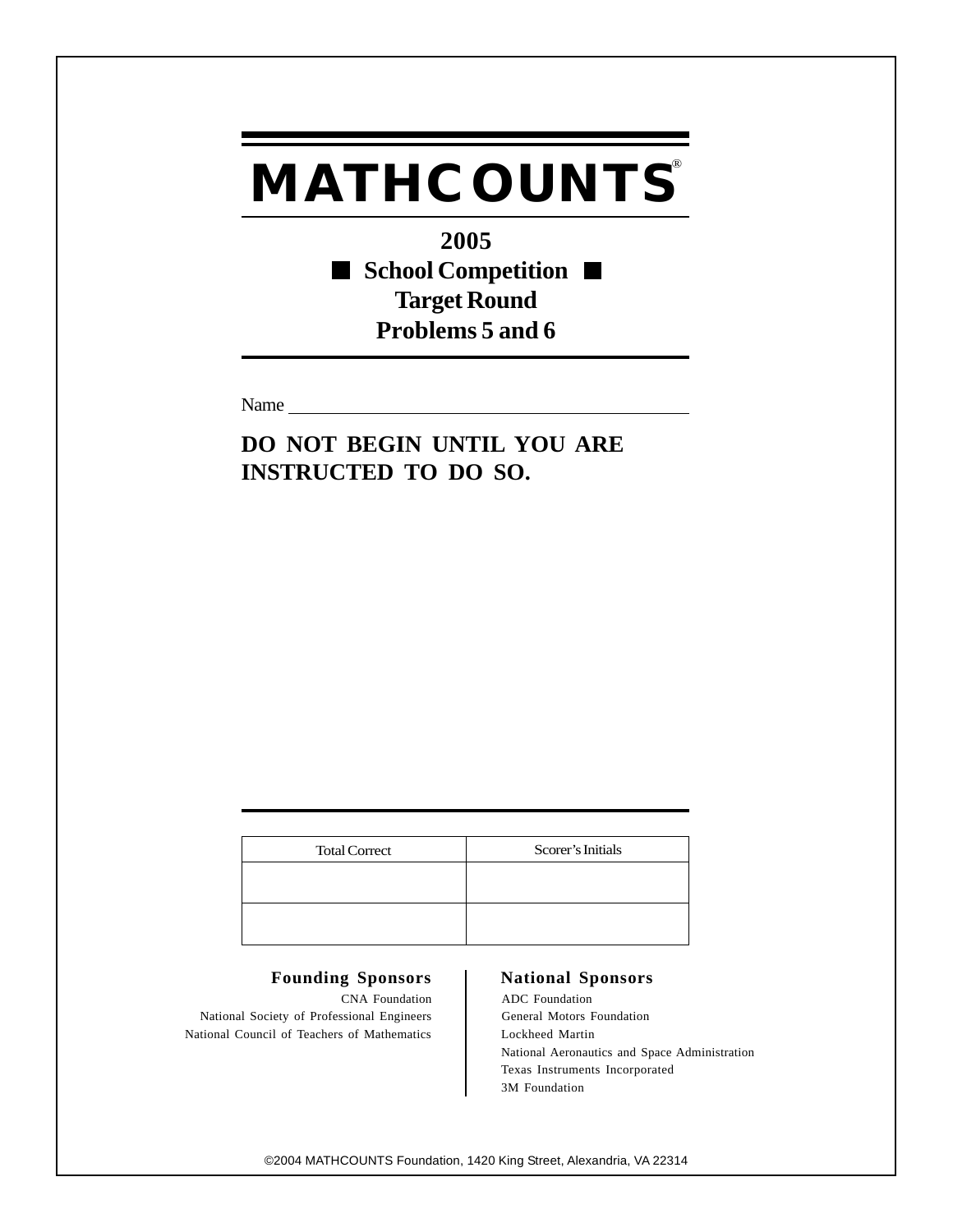# MATHCOUNTS®

## 2005
## ■ School Competition ■
## Target Round
## Problems 5 and 6

Name ____________________________________________

**DO NOT BEGIN UNTIL YOU ARE INSTRUCTED TO DO SO.**

| Total Correct | Scorer's Initials |
|---|---|
| | |
| | |

**Founding Sponsors**

CNA Foundation
National Society of Professional Engineers
National Council of Teachers of Mathematics

**National Sponsors**

ADC Foundation
General Motors Foundation
Lockheed Martin
National Aeronautics and Space Administration
Texas Instruments Incorporated
3M Foundation

©2004 MATHCOUNTS Foundation, 1420 King Street, Alexandria, VA 22314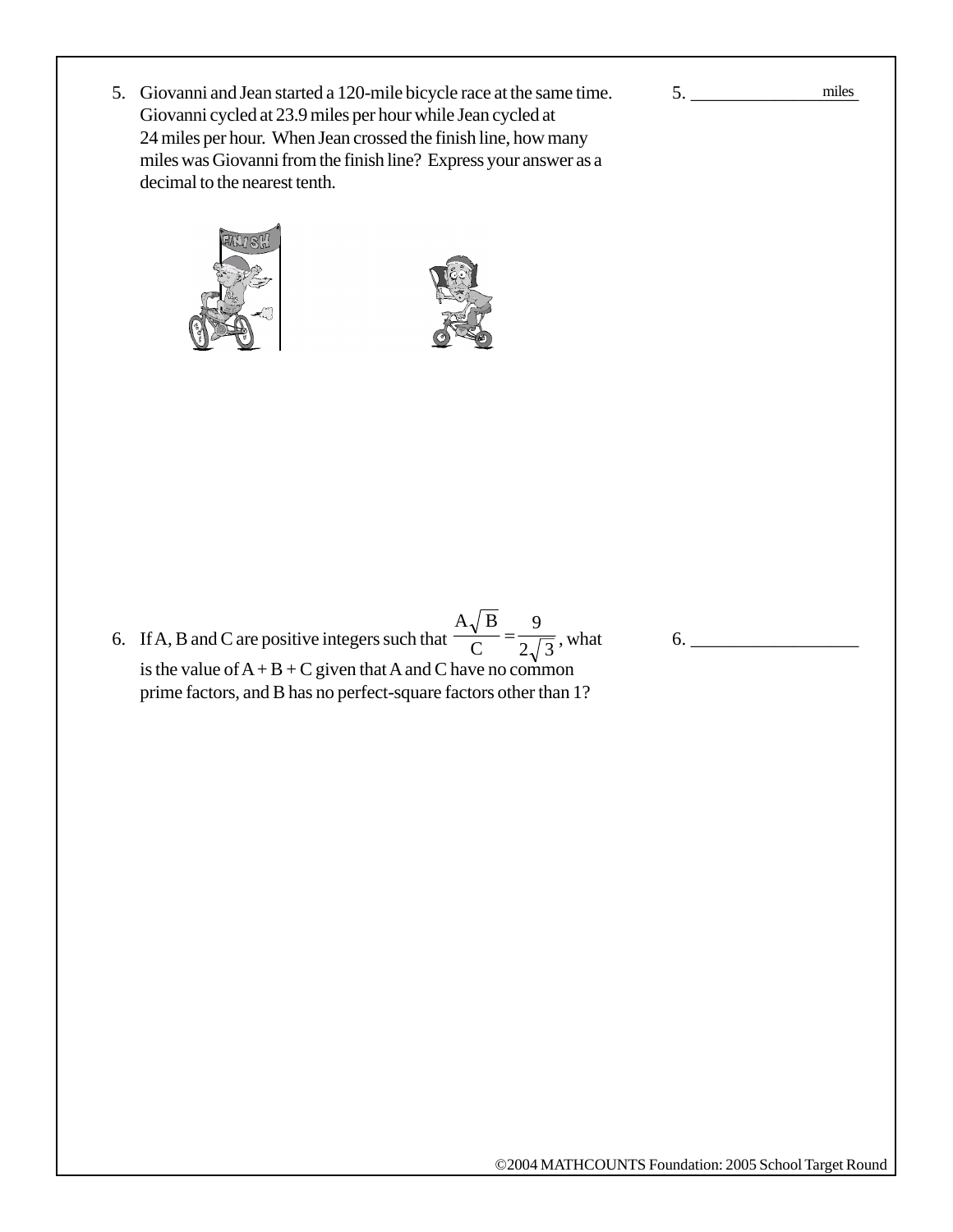5. Giovanni and Jean started a 120-mile bicycle race at the same time. Giovanni cycled at 23.9 miles per hour while Jean cycled at 24 miles per hour. When Jean crossed the finish line, how many miles was Giovanni from the finish line? Express your answer as a decimal to the nearest tenth.

5. _______________ miles

6. If A, B and C are positive integers such that $\frac{A\sqrt{B}}{C} = \frac{9}{2\sqrt{3}}$, what is the value of $A + B + C$ given that A and C have no common prime factors, and B has no perfect-square factors other than 1?

6. _______________

©2004 MATHCOUNTS Foundation: 2005 School Target Round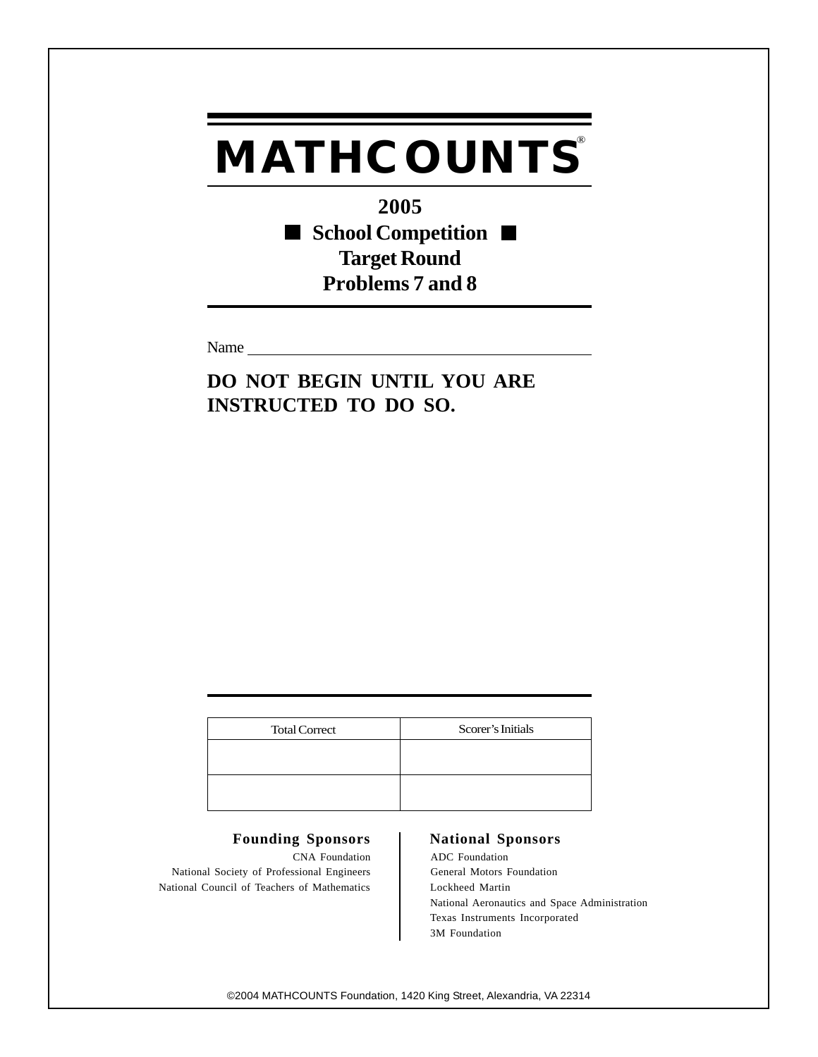# MATHCOUNTS®

**2005**

**■ School Competition ■**

**Target Round**

**Problems 7 and 8**

Name ______________________________

**DO NOT BEGIN UNTIL YOU ARE INSTRUCTED TO DO SO.**

| Total Correct | Scorer's Initials |
| --- | --- |
| | |
| | |

**Founding Sponsors**

CNA Foundation
National Society of Professional Engineers
National Council of Teachers of Mathematics

**National Sponsors**

ADC Foundation
General Motors Foundation
Lockheed Martin
National Aeronautics and Space Administration
Texas Instruments Incorporated
3M Foundation

©2004 MATHCOUNTS Foundation, 1420 King Street, Alexandria, VA 22314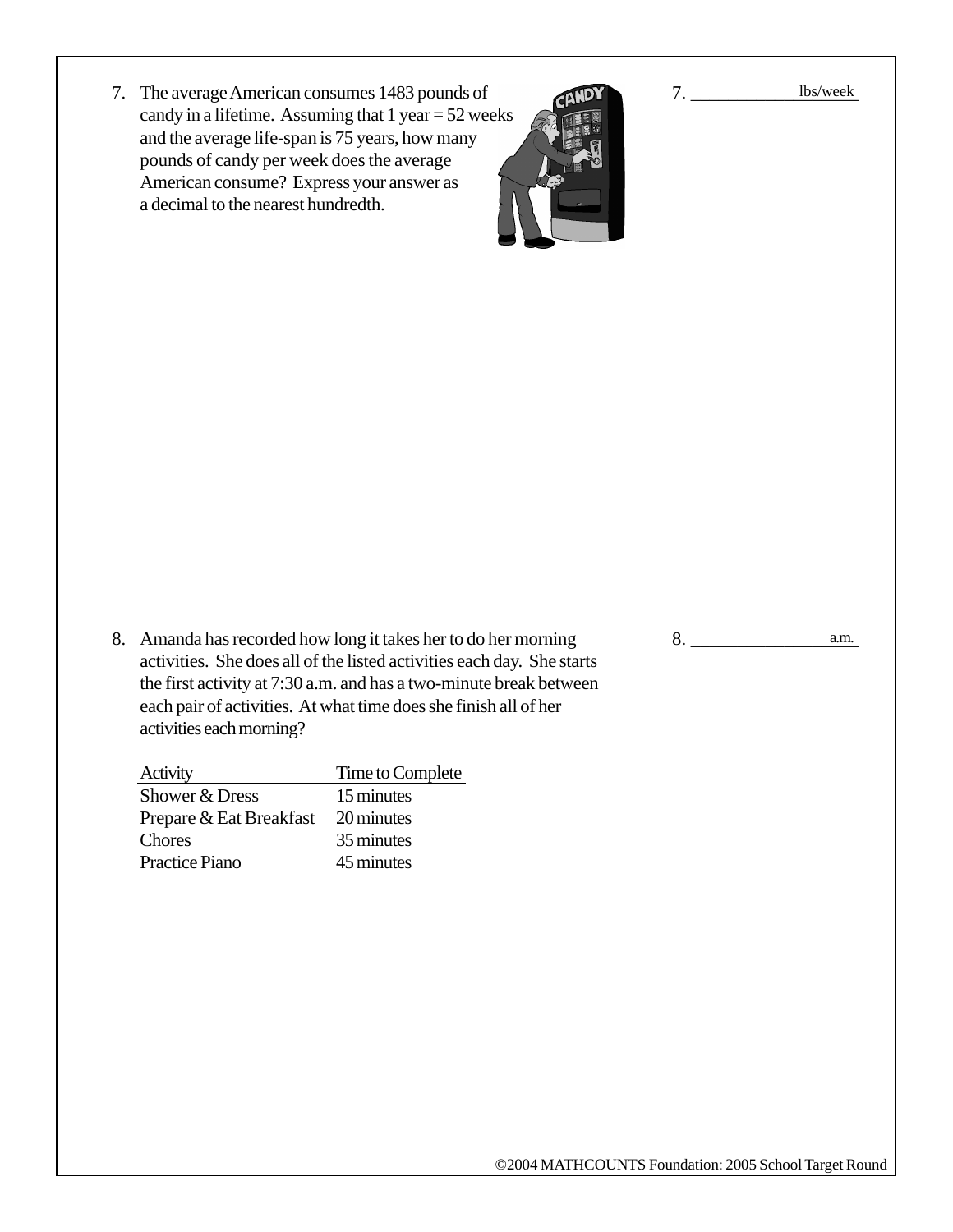7. The average American consumes 1483 pounds of candy in a lifetime. Assuming that 1 year = 52 weeks and the average life-span is 75 years, how many pounds of candy per week does the average American consume? Express your answer as a decimal to the nearest hundredth.

7. ____________ lbs/week

8. Amanda has recorded how long it takes her to do her morning activities. She does all of the listed activities each day. She starts the first activity at 7:30 a.m. and has a two-minute break between each pair of activities. At what time does she finish all of her activities each morning?

| Activity | Time to Complete |
|---|---|
| Shower & Dress | 15 minutes |
| Prepare & Eat Breakfast | 20 minutes |
| Chores | 35 minutes |
| Practice Piano | 45 minutes |

8. ____________ a.m.

©2004 MATHCOUNTS Foundation: 2005 School Target Round